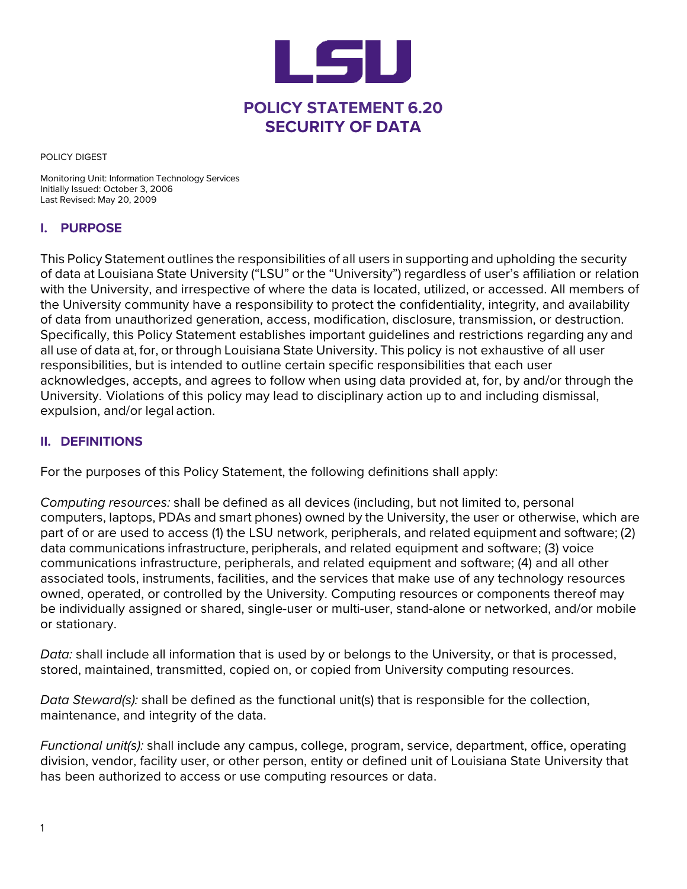# POLICY STATEMENT 6.20
# SECURITY OF DATA

POLICY DIGEST

Monitoring Unit: Information Technology Services
Initially Issued: October 3, 2006
Last Revised: May 20, 2009

## I. PURPOSE

This Policy Statement outlines the responsibilities of all users in supporting and upholding the security of data at Louisiana State University ("LSU" or the "University") regardless of user's affiliation or relation with the University, and irrespective of where the data is located, utilized, or accessed. All members of the University community have a responsibility to protect the confidentiality, integrity, and availability of data from unauthorized generation, access, modification, disclosure, transmission, or destruction. Specifically, this Policy Statement establishes important guidelines and restrictions regarding any and all use of data at, for, or through Louisiana State University. This policy is not exhaustive of all user responsibilities, but is intended to outline certain specific responsibilities that each user acknowledges, accepts, and agrees to follow when using data provided at, for, by and/or through the University. Violations of this policy may lead to disciplinary action up to and including dismissal, expulsion, and/or legal action.

## II. DEFINITIONS

For the purposes of this Policy Statement, the following definitions shall apply:

*Computing resources:* shall be defined as all devices (including, but not limited to, personal computers, laptops, PDAs and smart phones) owned by the University, the user or otherwise, which are part of or are used to access (1) the LSU network, peripherals, and related equipment and software; (2) data communications infrastructure, peripherals, and related equipment and software; (3) voice communications infrastructure, peripherals, and related equipment and software; (4) and all other associated tools, instruments, facilities, and the services that make use of any technology resources owned, operated, or controlled by the University. Computing resources or components thereof may be individually assigned or shared, single-user or multi-user, stand-alone or networked, and/or mobile or stationary.

*Data:* shall include all information that is used by or belongs to the University, or that is processed, stored, maintained, transmitted, copied on, or copied from University computing resources.

*Data Steward(s):* shall be defined as the functional unit(s) that is responsible for the collection, maintenance, and integrity of the data.

*Functional unit(s):* shall include any campus, college, program, service, department, office, operating division, vendor, facility user, or other person, entity or defined unit of Louisiana State University that has been authorized to access or use computing resources or data.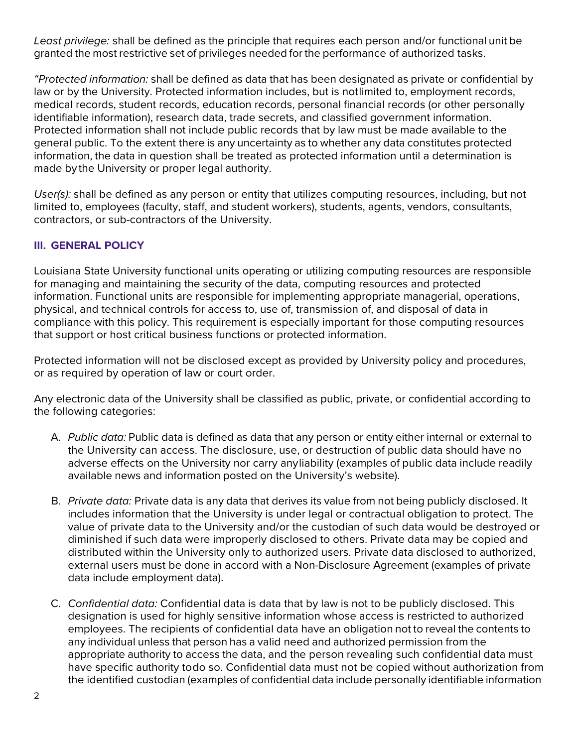*Least privilege:* shall be defined as the principle that requires each person and/or functional unit be granted the most restrictive set of privileges needed for the performance of authorized tasks.

*"Protected information:* shall be defined as data that has been designated as private or confidential by law or by the University. Protected information includes, but is notlimited to, employment records, medical records, student records, education records, personal financial records (or other personally identifiable information), research data, trade secrets, and classified government information. Protected information shall not include public records that by law must be made available to the general public. To the extent there is any uncertainty as to whether any data constitutes protected information, the data in question shall be treated as protected information until a determination is made bythe University or proper legal authority.

*User(s):* shall be defined as any person or entity that utilizes computing resources, including, but not limited to, employees (faculty, staff, and student workers), students, agents, vendors, consultants, contractors, or sub-contractors of the University.

## III. GENERAL POLICY

Louisiana State University functional units operating or utilizing computing resources are responsible for managing and maintaining the security of the data, computing resources and protected information. Functional units are responsible for implementing appropriate managerial, operations, physical, and technical controls for access to, use of, transmission of, and disposal of data in compliance with this policy. This requirement is especially important for those computing resources that support or host critical business functions or protected information.

Protected information will not be disclosed except as provided by University policy and procedures, or as required by operation of law or court order.

Any electronic data of the University shall be classified as public, private, or confidential according to the following categories:

A. *Public data:* Public data is defined as data that any person or entity either internal or external to the University can access. The disclosure, use, or destruction of public data should have no adverse effects on the University nor carry anyliability (examples of public data include readily available news and information posted on the University's website).

B. *Private data:* Private data is any data that derives its value from not being publicly disclosed. It includes information that the University is under legal or contractual obligation to protect. The value of private data to the University and/or the custodian of such data would be destroyed or diminished if such data were improperly disclosed to others. Private data may be copied and distributed within the University only to authorized users. Private data disclosed to authorized, external users must be done in accord with a Non-Disclosure Agreement (examples of private data include employment data).

C. *Confidential data:* Confidential data is data that by law is not to be publicly disclosed. This designation is used for highly sensitive information whose access is restricted to authorized employees. The recipients of confidential data have an obligation not to reveal the contents to any individual unless that person has a valid need and authorized permission from the appropriate authority to access the data, and the person revealing such confidential data must have specific authority todo so. Confidential data must not be copied without authorization from the identified custodian (examples of confidential data include personally identifiable information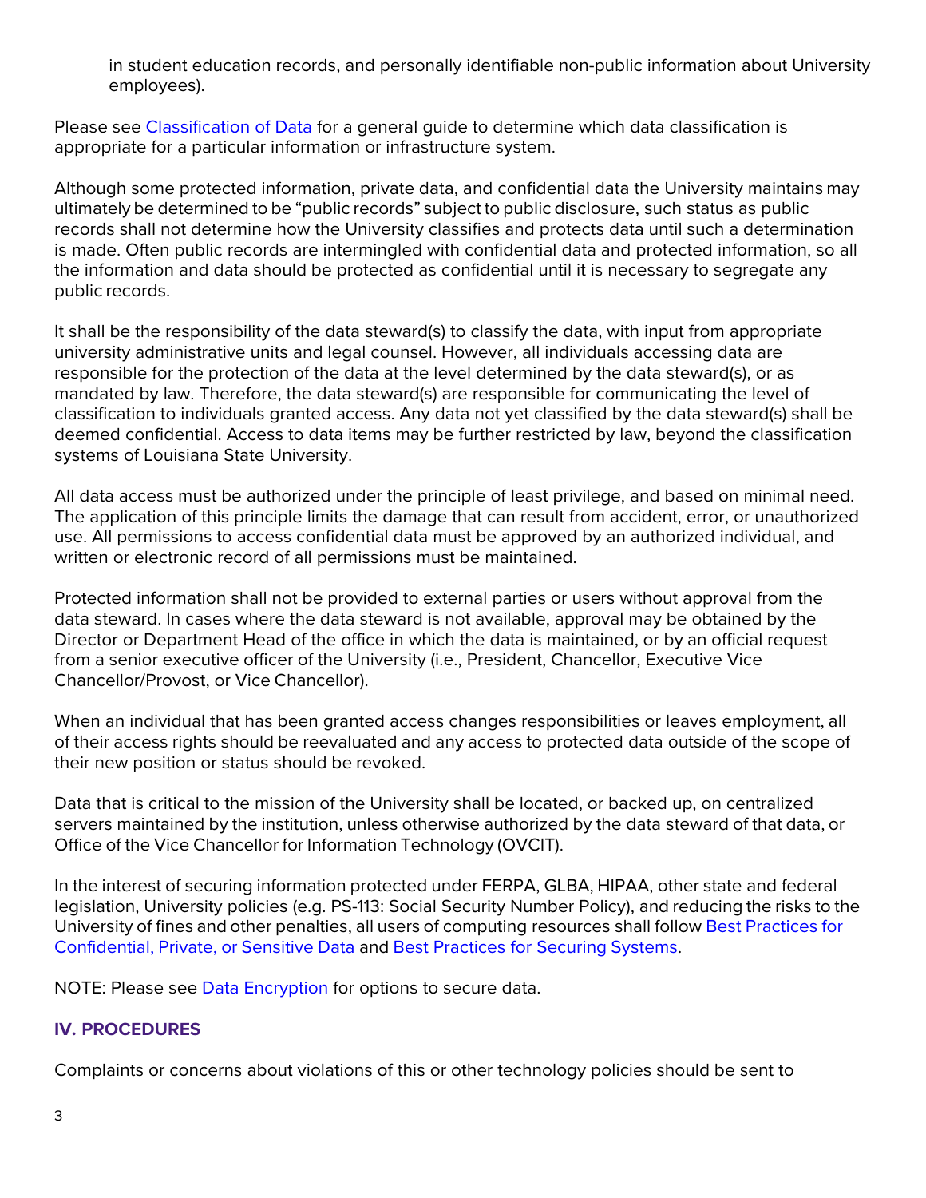in student education records, and personally identifiable non-public information about University employees).

Please see Classification of Data for a general guide to determine which data classification is appropriate for a particular information or infrastructure system.

Although some protected information, private data, and confidential data the University maintains may ultimately be determined to be "public records" subject to public disclosure, such status as public records shall not determine how the University classifies and protects data until such a determination is made. Often public records are intermingled with confidential data and protected information, so all the information and data should be protected as confidential until it is necessary to segregate any public records.

It shall be the responsibility of the data steward(s) to classify the data, with input from appropriate university administrative units and legal counsel. However, all individuals accessing data are responsible for the protection of the data at the level determined by the data steward(s), or as mandated by law. Therefore, the data steward(s) are responsible for communicating the level of classification to individuals granted access. Any data not yet classified by the data steward(s) shall be deemed confidential. Access to data items may be further restricted by law, beyond the classification systems of Louisiana State University.

All data access must be authorized under the principle of least privilege, and based on minimal need. The application of this principle limits the damage that can result from accident, error, or unauthorized use. All permissions to access confidential data must be approved by an authorized individual, and written or electronic record of all permissions must be maintained.

Protected information shall not be provided to external parties or users without approval from the data steward. In cases where the data steward is not available, approval may be obtained by the Director or Department Head of the office in which the data is maintained, or by an official request from a senior executive officer of the University (i.e., President, Chancellor, Executive Vice Chancellor/Provost, or Vice Chancellor).

When an individual that has been granted access changes responsibilities or leaves employment, all of their access rights should be reevaluated and any access to protected data outside of the scope of their new position or status should be revoked.

Data that is critical to the mission of the University shall be located, or backed up, on centralized servers maintained by the institution, unless otherwise authorized by the data steward of that data, or Office of the Vice Chancellor for Information Technology (OVCIT).

In the interest of securing information protected under FERPA, GLBA, HIPAA, other state and federal legislation, University policies (e.g. PS-113: Social Security Number Policy), and reducing the risks to the University of fines and other penalties, all users of computing resources shall follow Best Practices for Confidential, Private, or Sensitive Data and Best Practices for Securing Systems.

NOTE: Please see Data Encryption for options to secure data.

## IV. PROCEDURES

Complaints or concerns about violations of this or other technology policies should be sent to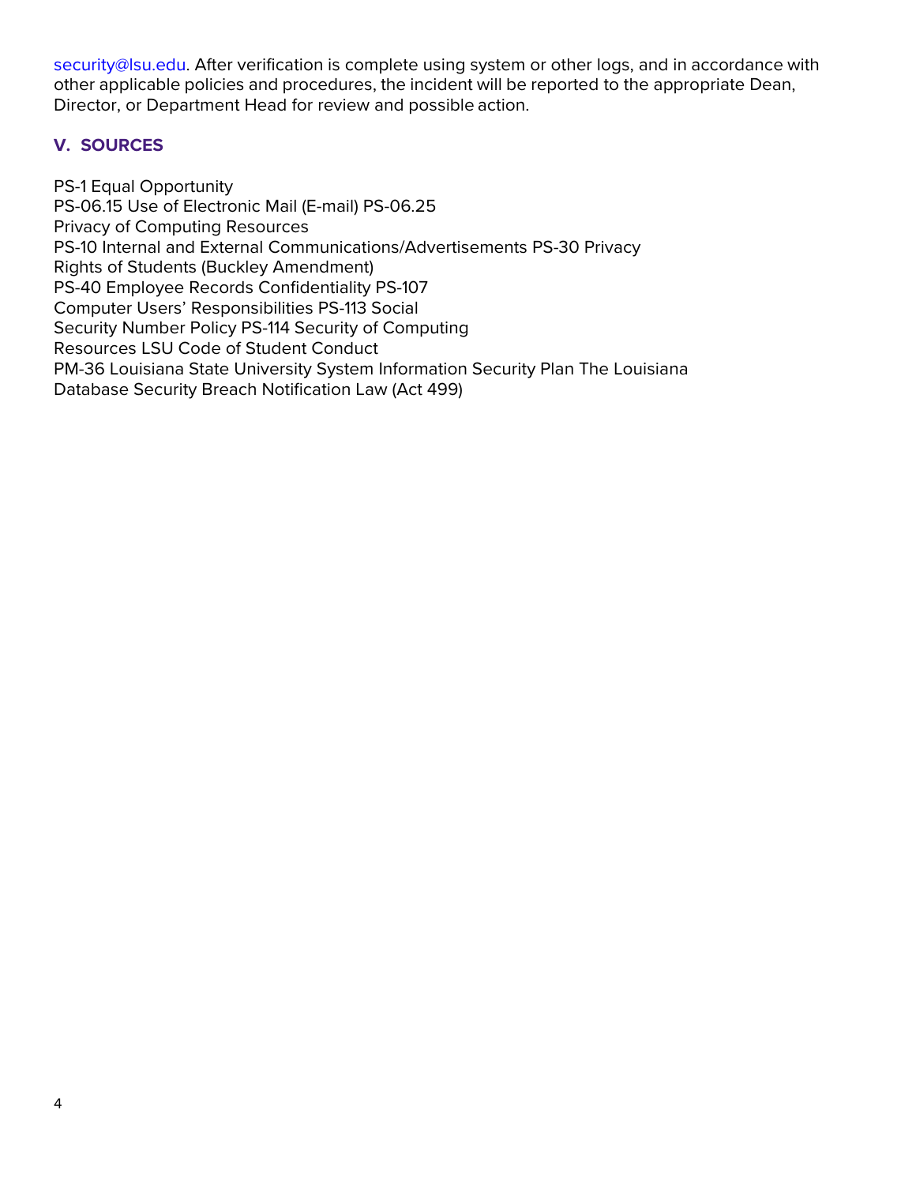security@lsu.edu. After verification is complete using system or other logs, and in accordance with other applicable policies and procedures, the incident will be reported to the appropriate Dean, Director, or Department Head for review and possible action.

## V. SOURCES

PS-1 Equal Opportunity
PS-06.15 Use of Electronic Mail (E-mail) PS-06.25
Privacy of Computing Resources
PS-10 Internal and External Communications/Advertisements PS-30 Privacy
Rights of Students (Buckley Amendment)
PS-40 Employee Records Confidentiality PS-107
Computer Users' Responsibilities PS-113 Social
Security Number Policy PS-114 Security of Computing
Resources LSU Code of Student Conduct
PM-36 Louisiana State University System Information Security Plan The Louisiana
Database Security Breach Notification Law (Act 499)